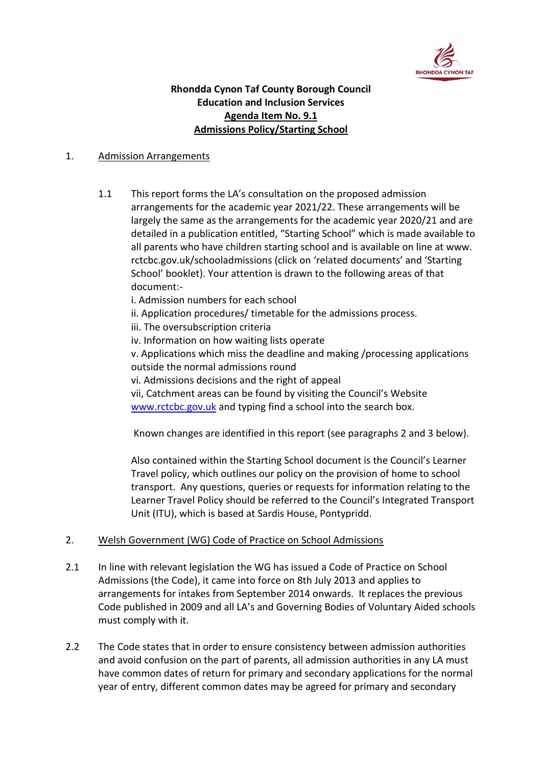**Rhondda Cynon Taf County Borough Council**
**Education and Inclusion Services**
**Agenda Item No. 9.1**
**Admissions Policy/Starting School**

1. Admission Arrangements

1.1 This report forms the LA's consultation on the proposed admission arrangements for the academic year 2021/22. These arrangements will be largely the same as the arrangements for the academic year 2020/21 and are detailed in a publication entitled, "Starting School" which is made available to all parents who have children starting school and is available on line at www.rctcbc.gov.uk/schooladmissions (click on 'related documents' and 'Starting School' booklet). Your attention is drawn to the following areas of that document:-

i. Admission numbers for each school
ii. Application procedures/ timetable for the admissions process.
iii. The oversubscription criteria
iv. Information on how waiting lists operate
v. Applications which miss the deadline and making /processing applications outside the normal admissions round
vi. Admissions decisions and the right of appeal
vii, Catchment areas can be found by visiting the Council's Website www.rctcbc.gov.uk and typing find a school into the search box.

Known changes are identified in this report (see paragraphs 2 and 3 below).

Also contained within the Starting School document is the Council's Learner Travel policy, which outlines our policy on the provision of home to school transport. Any questions, queries or requests for information relating to the Learner Travel Policy should be referred to the Council's Integrated Transport Unit (ITU), which is based at Sardis House, Pontypridd.

2. Welsh Government (WG) Code of Practice on School Admissions

2.1 In line with relevant legislation the WG has issued a Code of Practice on School Admissions (the Code), it came into force on 8th July 2013 and applies to arrangements for intakes from September 2014 onwards. It replaces the previous Code published in 2009 and all LA's and Governing Bodies of Voluntary Aided schools must comply with it.

2.2 The Code states that in order to ensure consistency between admission authorities and avoid confusion on the part of parents, all admission authorities in any LA must have common dates of return for primary and secondary applications for the normal year of entry, different common dates may be agreed for primary and secondary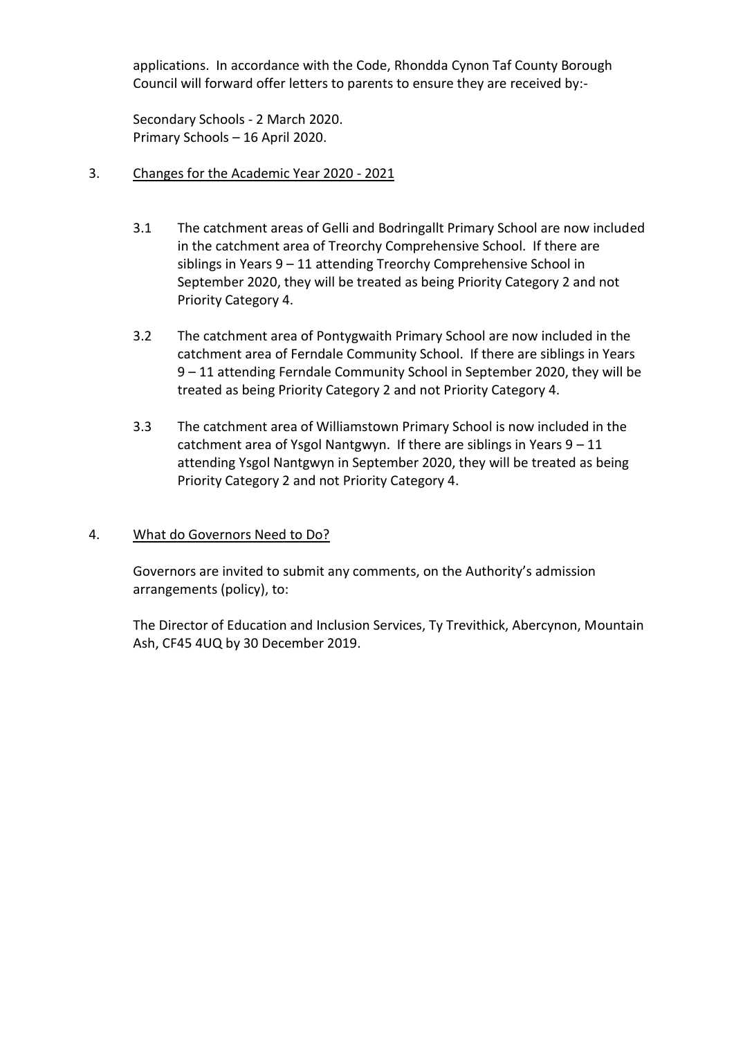applications. In accordance with the Code, Rhondda Cynon Taf County Borough Council will forward offer letters to parents to ensure they are received by:-

Secondary Schools - 2 March 2020.
Primary Schools – 16 April 2020.

3. <u>Changes for the Academic Year 2020 - 2021</u>

3.1 The catchment areas of Gelli and Bodringallt Primary School are now included in the catchment area of Treorchy Comprehensive School. If there are siblings in Years 9 – 11 attending Treorchy Comprehensive School in September 2020, they will be treated as being Priority Category 2 and not Priority Category 4.

3.2 The catchment area of Pontygwaith Primary School are now included in the catchment area of Ferndale Community School. If there are siblings in Years 9 – 11 attending Ferndale Community School in September 2020, they will be treated as being Priority Category 2 and not Priority Category 4.

3.3 The catchment area of Williamstown Primary School is now included in the catchment area of Ysgol Nantgwyn. If there are siblings in Years 9 – 11 attending Ysgol Nantgwyn in September 2020, they will be treated as being Priority Category 2 and not Priority Category 4.

4. <u>What do Governors Need to Do?</u>

Governors are invited to submit any comments, on the Authority's admission arrangements (policy), to:

The Director of Education and Inclusion Services, Ty Trevithick, Abercynon, Mountain Ash, CF45 4UQ by 30 December 2019.